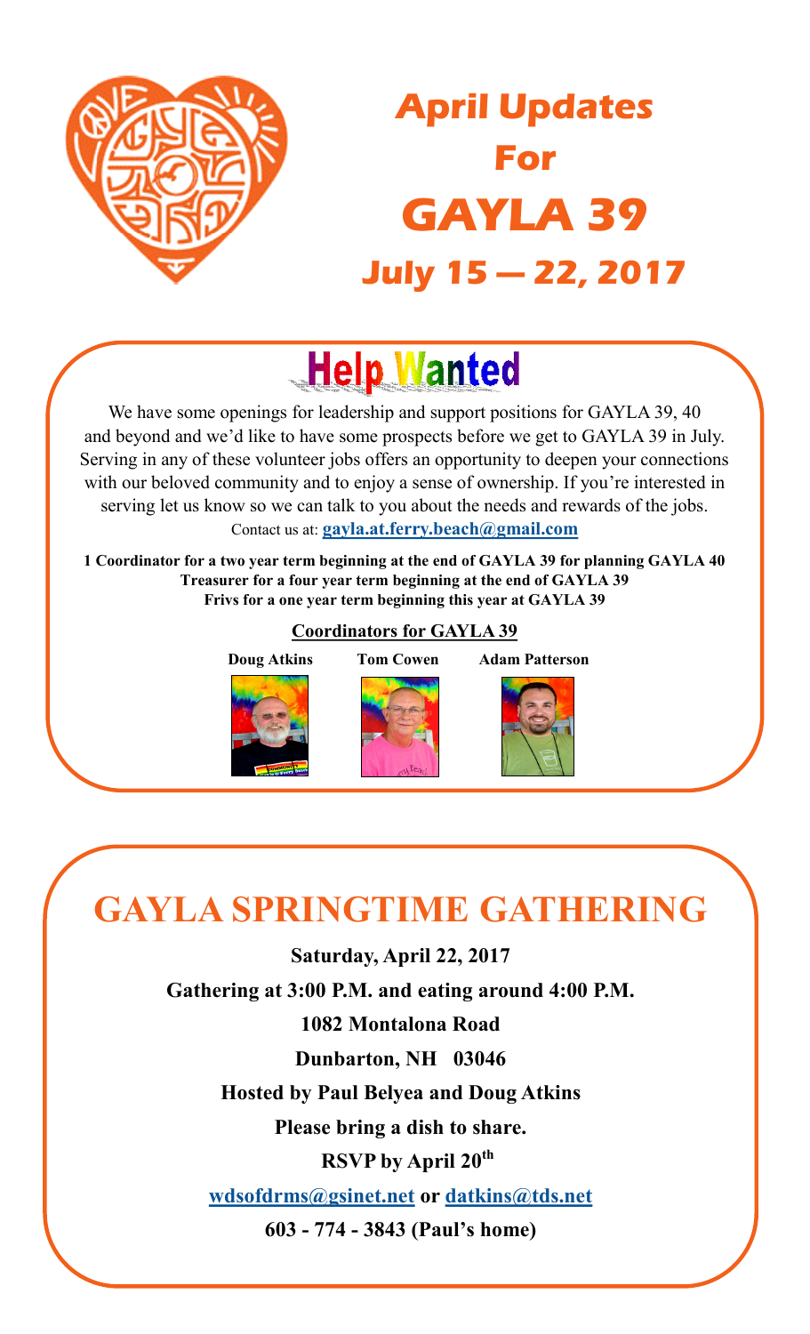# April Updates For GAYLA 39

## July 15 — 22, 2017

## Help Wanted

We have some openings for leadership and support positions for GAYLA 39, 40 and beyond and we'd like to have some prospects before we get to GAYLA 39 in July. Serving in any of these volunteer jobs offers an opportunity to deepen your connections with our beloved community and to enjoy a sense of ownership. If you're interested in serving let us know so we can talk to you about the needs and rewards of the jobs.

Contact us at: **gayla.at.ferry.beach@gmail.com**

**1 Coordinator for a two year term beginning at the end of GAYLA 39 for planning GAYLA 40**
**Treasurer for a four year term beginning at the end of GAYLA 39**
**Frivs for a one year term beginning this year at GAYLA 39**

**Coordinators for GAYLA 39**

**Doug Atkins** **Tom Cowen** **Adam Patterson**

# GAYLA SPRINGTIME GATHERING

**Saturday, April 22, 2017**

**Gathering at 3:00 P.M. and eating around 4:00 P.M.**

**1082 Montalona Road**

**Dunbarton, NH 03046**

**Hosted by Paul Belyea and Doug Atkins**

**Please bring a dish to share.**

**RSVP by April 20th**

**wdsofdrms@gsinet.net or datkins@tds.net**

**603 - 774 - 3843 (Paul's home)**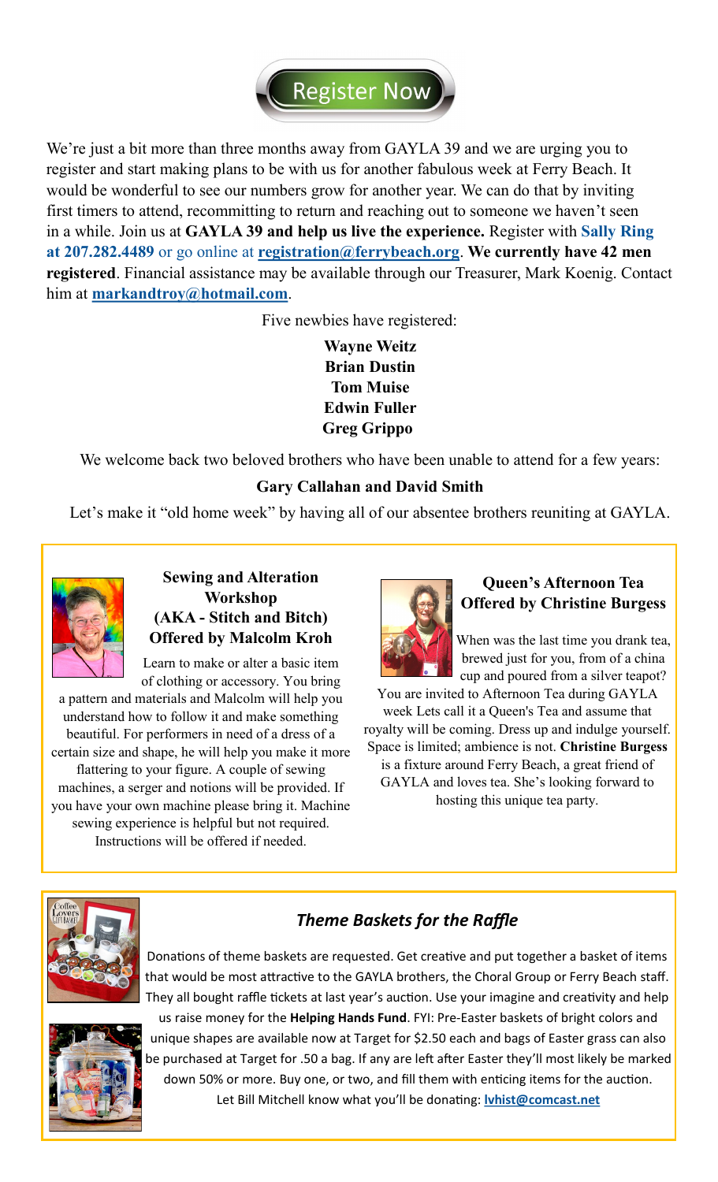Register Now

We're just a bit more than three months away from GAYLA 39 and we are urging you to register and start making plans to be with us for another fabulous week at Ferry Beach. It would be wonderful to see our numbers grow for another year. We can do that by inviting first timers to attend, recommitting to return and reaching out to someone we haven't seen in a while. Join us at **GAYLA 39 and help us live the experience.** Register with **Sally Ring at 207.282.4489** or go online at **registration@ferrybeach.org**. **We currently have 42 men registered**. Financial assistance may be available through our Treasurer, Mark Koenig. Contact him at **markandtroy@hotmail.com**.

Five newbies have registered:

**Wayne Weitz**
**Brian Dustin**
**Tom Muise**
**Edwin Fuller**
**Greg Grippo**

We welcome back two beloved brothers who have been unable to attend for a few years:

**Gary Callahan and David Smith**

Let's make it "old home week" by having all of our absentee brothers reuniting at GAYLA.

### Sewing and Alteration Workshop (AKA - Stitch and Bitch) Offered by Malcolm Kroh

Learn to make or alter a basic item of clothing or accessory. You bring a pattern and materials and Malcolm will help you understand how to follow it and make something beautiful. For performers in need of a dress of a certain size and shape, he will help you make it more flattering to your figure. A couple of sewing machines, a serger and notions will be provided. If you have your own machine please bring it. Machine sewing experience is helpful but not required. Instructions will be offered if needed.

### Queen's Afternoon Tea Offered by Christine Burgess

When was the last time you drank tea, brewed just for you, from of a china cup and poured from a silver teapot? You are invited to Afternoon Tea during GAYLA week Lets call it a Queen's Tea and assume that royalty will be coming. Dress up and indulge yourself. Space is limited; ambience is not. **Christine Burgess** is a fixture around Ferry Beach, a great friend of GAYLA and loves tea. She's looking forward to hosting this unique tea party.

### *Theme Baskets for the Raffle*

Donations of theme baskets are requested. Get creative and put together a basket of items that would be most attractive to the GAYLA brothers, the Choral Group or Ferry Beach staff. They all bought raffle tickets at last year's auction. Use your imagine and creativity and help us raise money for the **Helping Hands Fund**. FYI: Pre-Easter baskets of bright colors and unique shapes are available now at Target for $2.50 each and bags of Easter grass can also be purchased at Target for .50 a bag. If any are left after Easter they'll most likely be marked down 50% or more. Buy one, or two, and fill them with enticing items for the auction. Let Bill Mitchell know what you'll be donating: **lvhist@comcast.net**